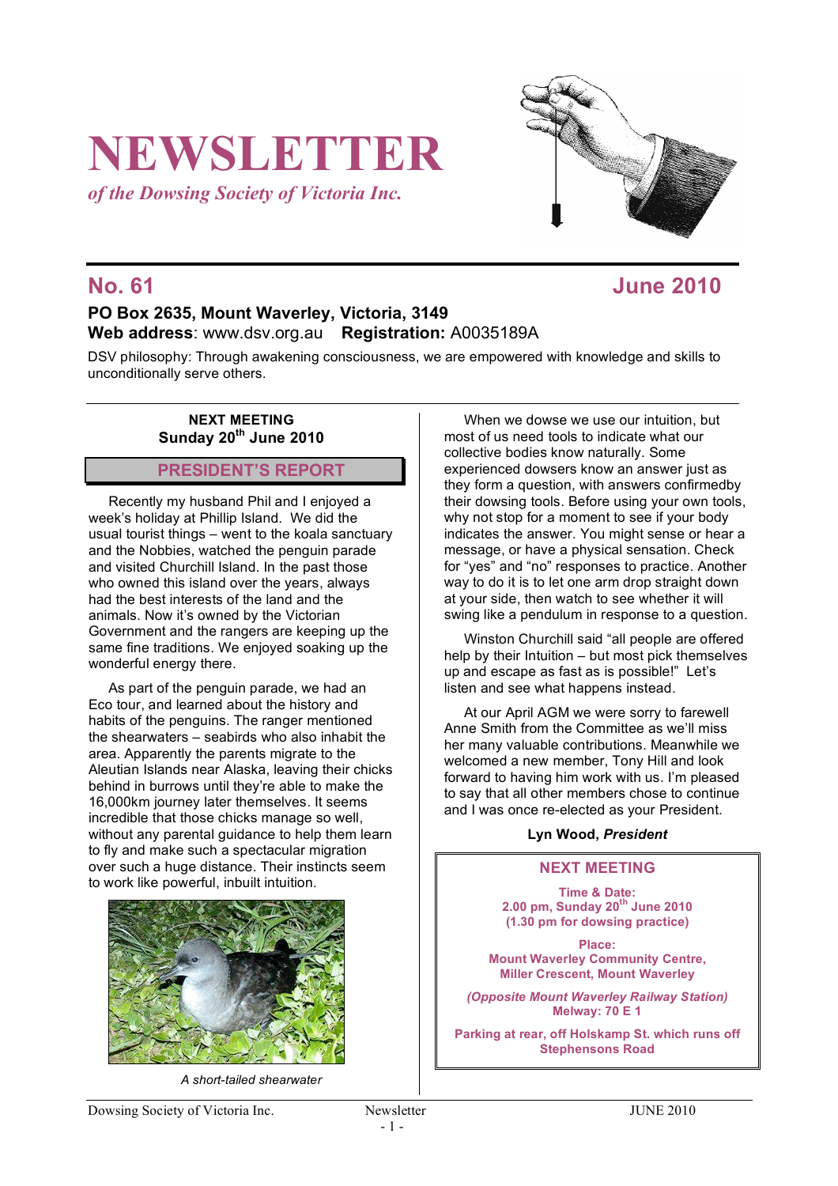# NEWSLETTER

*of the Dowsing Society of Victoria Inc.*

## No. 61 — June 2010

**PO Box 2635, Mount Waverley, Victoria, 3149**
**Web address**: www.dsv.org.au **Registration:** A0035189A

DSV philosophy: Through awakening consciousness, we are empowered with knowledge and skills to unconditionally serve others.

**NEXT MEETING**
**Sunday 20th June 2010**

## PRESIDENT'S REPORT

Recently my husband Phil and I enjoyed a week's holiday at Phillip Island. We did the usual tourist things – went to the koala sanctuary and the Nobbies, watched the penguin parade and visited Churchill Island. In the past those who owned this island over the years, always had the best interests of the land and the animals. Now it's owned by the Victorian Government and the rangers are keeping up the same fine traditions. We enjoyed soaking up the wonderful energy there.

As part of the penguin parade, we had an Eco tour, and learned about the history and habits of the penguins. The ranger mentioned the shearwaters – seabirds who also inhabit the area. Apparently the parents migrate to the Aleutian Islands near Alaska, leaving their chicks behind in burrows until they're able to make the 16,000km journey later themselves. It seems incredible that those chicks manage so well, without any parental guidance to help them learn to fly and make such a spectacular migration over such a huge distance. Their instincts seem to work like powerful, inbuilt intuition.

*A short-tailed shearwater*

When we dowse we use our intuition, but most of us need tools to indicate what our collective bodies know naturally. Some experienced dowsers know an answer just as they form a question, with answers confirmedby their dowsing tools. Before using your own tools, why not stop for a moment to see if your body indicates the answer. You might sense or hear a message, or have a physical sensation. Check for "yes" and "no" responses to practice. Another way to do it is to let one arm drop straight down at your side, then watch to see whether it will swing like a pendulum in response to a question.

Winston Churchill said "all people are offered help by their Intuition – but most pick themselves up and escape as fast as is possible!" Let's listen and see what happens instead.

At our April AGM we were sorry to farewell Anne Smith from the Committee as we'll miss her many valuable contributions. Meanwhile we welcomed a new member, Tony Hill and look forward to having him work with us. I'm pleased to say that all other members chose to continue and I was once re-elected as your President.

**Lyn Wood, *President***

### NEXT MEETING

**Time & Date:**
**2.00 pm, Sunday 20th June 2010**
**(1.30 pm for dowsing practice)**

**Place:**
**Mount Waverley Community Centre,**
**Miller Crescent, Mount Waverley**

***(Opposite Mount Waverley Railway Station)***
**Melway: 70 E 1**

**Parking at rear, off Holskamp St. which runs off Stephensons Road**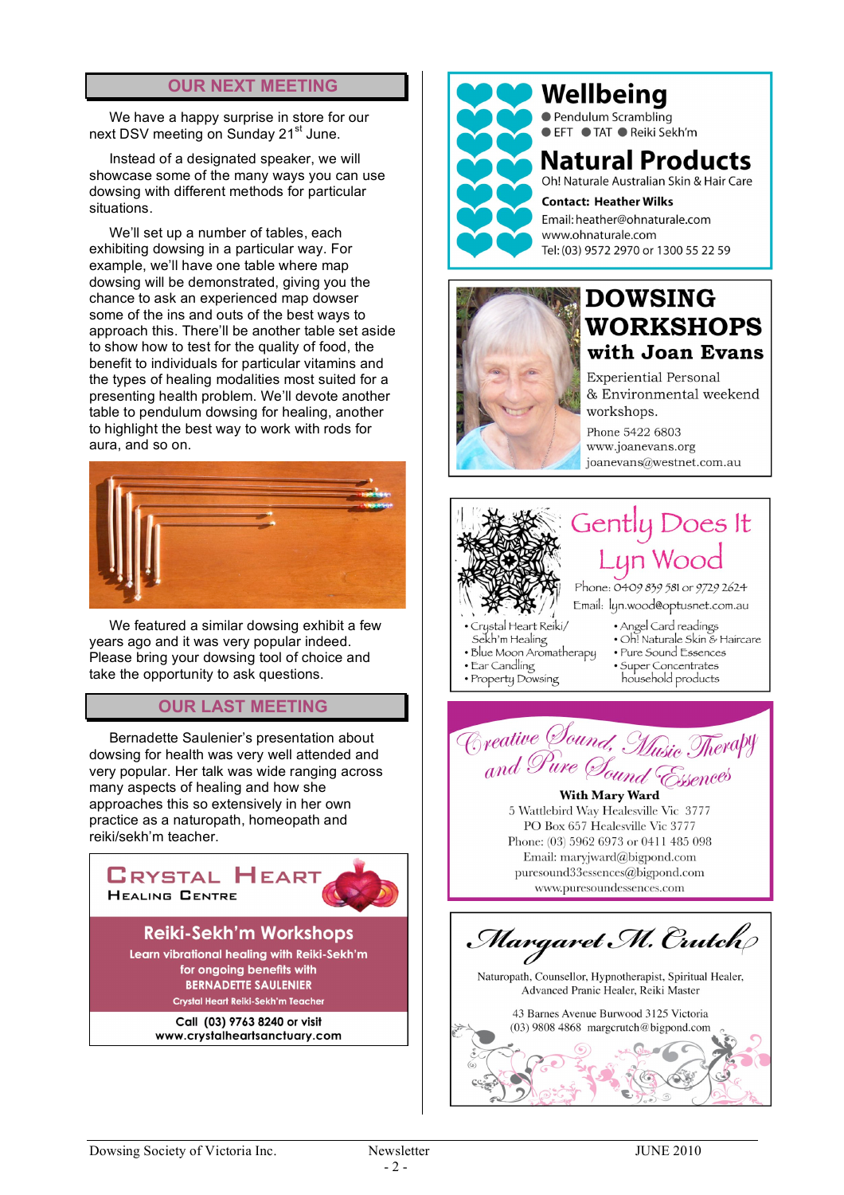## OUR NEXT MEETING

We have a happy surprise in store for our next DSV meeting on Sunday 21st June.

Instead of a designated speaker, we will showcase some of the many ways you can use dowsing with different methods for particular situations.

We'll set up a number of tables, each exhibiting dowsing in a particular way. For example, we'll have one table where map dowsing will be demonstrated, giving you the chance to ask an experienced map dowser some of the ins and outs of the best ways to approach this. There'll be another table set aside to show how to test for the quality of food, the benefit to individuals for particular vitamins and the types of healing modalities most suited for a presenting health problem. We'll devote another table to pendulum dowsing for healing, another to highlight the best way to work with rods for aura, and so on.

We featured a similar dowsing exhibit a few years ago and it was very popular indeed. Please bring your dowsing tool of choice and take the opportunity to ask questions.

## OUR LAST MEETING

Bernadette Saulenier's presentation about dowsing for health was very well attended and very popular. Her talk was wide ranging across many aspects of healing and how she approaches this so extensively in her own practice as a naturopath, homeopath and reiki/sekh'm teacher.

**CRYSTAL HEART HEALING CENTRE**

**Reiki-Sekh'm Workshops**

Learn vibrational healing with Reiki-Sekh'm for ongoing benefits with **BERNADETTE SAULENIER**

Crystal Heart Reiki-Sekh'm Teacher

Call (03) 9763 8240 or visit www.crystalheartsanctuary.com

---

**Wellbeing**

- Pendulum Scrambling
- EFT
- TAT
- Reiki Sekh'm

**Natural Products**

Oh! Naturale Australian Skin & Hair Care

**Contact: Heather Wilks**

Email: heather@ohnaturale.com
www.ohnaturale.com
Tel: (03) 9572 2970 or 1300 55 22 59

---

**DOWSING WORKSHOPS with Joan Evans**

Experiential Personal & Environmental weekend workshops.

Phone 5422 6803
www.joanevans.org
joanevans@westnet.com.au

---

**Gently Does It**
**Lyn Wood**

Phone: 0409 839 581 or 9729 2624
Email: lyn.wood@optusnet.com.au

- Crystal Heart Reiki/ Sekh'm Healing
- Blue Moon Aromatherapy
- Ear Candling
- Property Dowsing
- Angel Card readings
- Oh! Naturale Skin & Haircare
- Pure Sound Essences
- Super Concentrates household products

---

***Creative Sound, Music Therapy and Pure Sound Essences***

**With Mary Ward**

5 Wattlebird Way Healesville Vic 3777
PO Box 657 Healesville Vic 3777
Phone: (03) 5962 6973 or 0411 485 098
Email: maryjward@bigpond.com
puresound33essences@bigpond.com
www.puresoundessences.com

---

***Margaret M. Crutch***

Naturopath, Counsellor, Hypnotherapist, Spiritual Healer, Advanced Pranic Healer, Reiki Master

43 Barnes Avenue Burwood 3125 Victoria
(03) 9808 4868 margcrutch@bigpond.com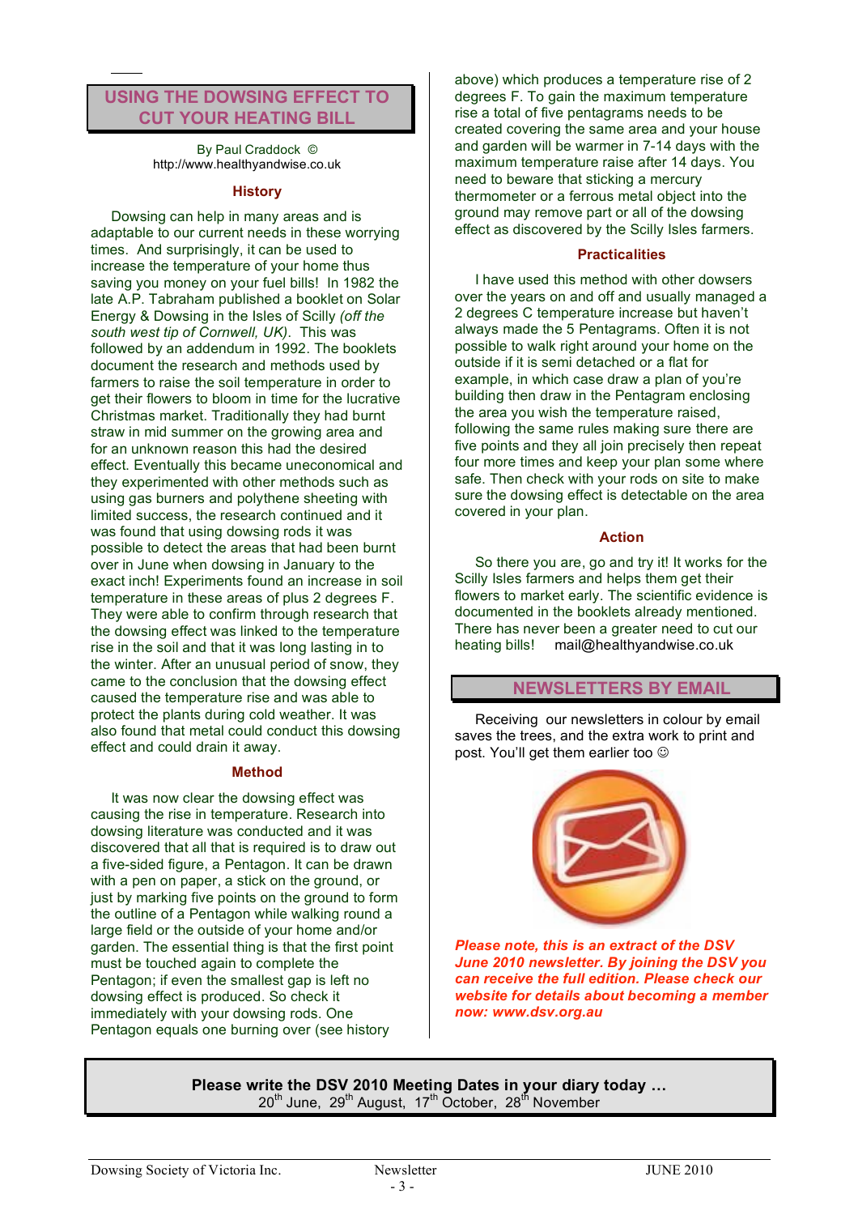## USING THE DOWSING EFFECT TO CUT YOUR HEATING BILL

By Paul Craddock ©
http://www.healthyandwise.co.uk

### History

Dowsing can help in many areas and is adaptable to our current needs in these worrying times. And surprisingly, it can be used to increase the temperature of your home thus saving you money on your fuel bills! In 1982 the late A.P. Tabraham published a booklet on Solar Energy & Dowsing in the Isles of Scilly *(off the south west tip of Cornwall, UK)*. This was followed by an addendum in 1992. The booklets document the research and methods used by farmers to raise the soil temperature in order to get their flowers to bloom in time for the lucrative Christmas market. Traditionally they had burnt straw in mid summer on the growing area and for an unknown reason this had the desired effect. Eventually this became uneconomical and they experimented with other methods such as using gas burners and polythene sheeting with limited success, the research continued and it was found that using dowsing rods it was possible to detect the areas that had been burnt over in June when dowsing in January to the exact inch! Experiments found an increase in soil temperature in these areas of plus 2 degrees F. They were able to confirm through research that the dowsing effect was linked to the temperature rise in the soil and that it was long lasting in to the winter. After an unusual period of snow, they came to the conclusion that the dowsing effect caused the temperature rise and was able to protect the plants during cold weather. It was also found that metal could conduct this dowsing effect and could drain it away.

### Method

It was now clear the dowsing effect was causing the rise in temperature. Research into dowsing literature was conducted and it was discovered that all that is required is to draw out a five-sided figure, a Pentagon. It can be drawn with a pen on paper, a stick on the ground, or just by marking five points on the ground to form the outline of a Pentagon while walking round a large field or the outside of your home and/or garden. The essential thing is that the first point must be touched again to complete the Pentagon; if even the smallest gap is left no dowsing effect is produced. So check it immediately with your dowsing rods. One Pentagon equals one burning over (see history above) which produces a temperature rise of 2 degrees F. To gain the maximum temperature rise a total of five pentagrams needs to be created covering the same area and your house and garden will be warmer in 7-14 days with the maximum temperature raise after 14 days. You need to beware that sticking a mercury thermometer or a ferrous metal object into the ground may remove part or all of the dowsing effect as discovered by the Scilly Isles farmers.

### Practicalities

I have used this method with other dowsers over the years on and off and usually managed a 2 degrees C temperature increase but haven't always made the 5 Pentagrams. Often it is not possible to walk right around your home on the outside if it is semi detached or a flat for example, in which case draw a plan of you're building then draw in the Pentagram enclosing the area you wish the temperature raised, following the same rules making sure there are five points and they all join precisely then repeat four more times and keep your plan some where safe. Then check with your rods on site to make sure the dowsing effect is detectable on the area covered in your plan.

### Action

So there you are, go and try it! It works for the Scilly Isles farmers and helps them get their flowers to market early. The scientific evidence is documented in the booklets already mentioned. There has never been a greater need to cut our heating bills! mail@healthyandwise.co.uk

## NEWSLETTERS BY EMAIL

Receiving our newsletters in colour by email saves the trees, and the extra work to print and post. You'll get them earlier too ☺

***Please note, this is an extract of the DSV June 2010 newsletter. By joining the DSV you can receive the full edition. Please check our website for details about becoming a member now: www.dsv.org.au***

**Please write the DSV 2010 Meeting Dates in your diary today …**
20th June, 29th August, 17th October, 28th November